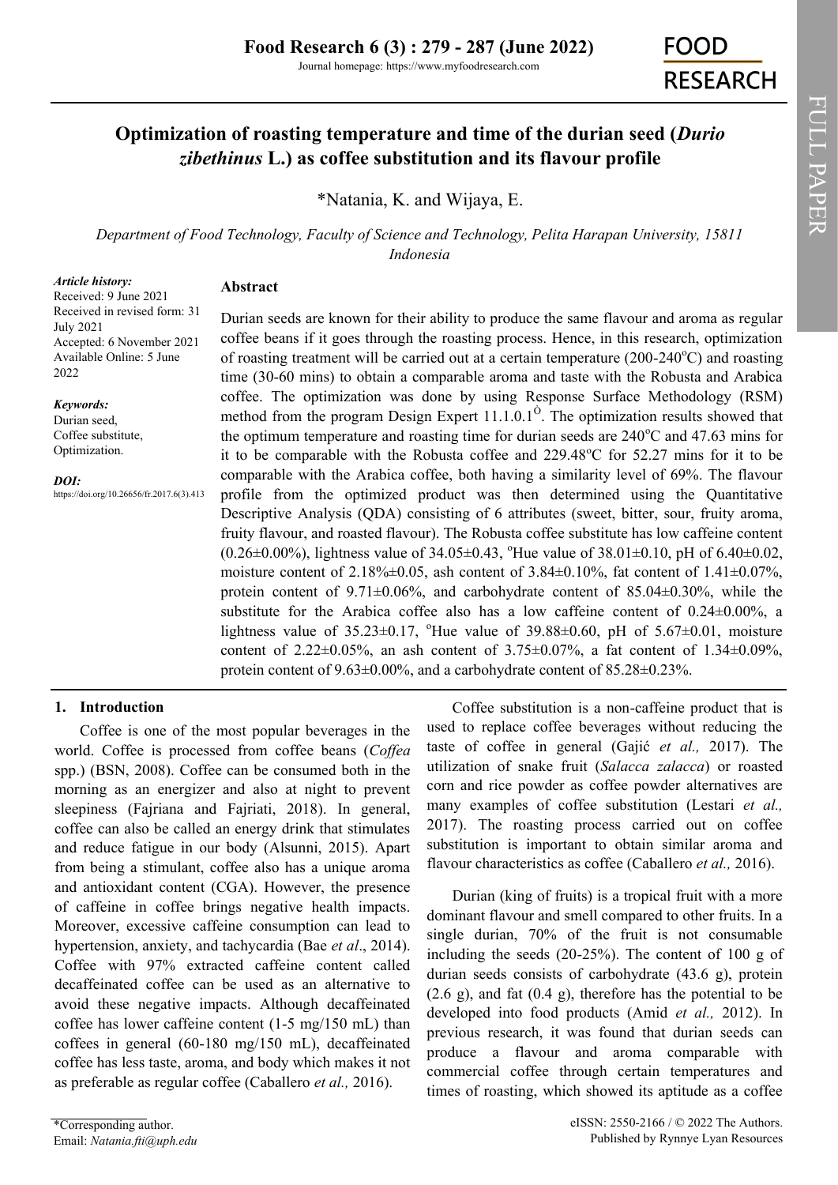# Optimization of roasting temperature and time of the durian seed (*Durio zibethinus* L.) as coffee substitution and its flavour profile

*Natania, K. and Wijaya, E.

*Department of Food Technology, Faculty of Science and Technology, Pelita Harapan University, 15811 Indonesia*

*Article history:*
Received: 9 June 2021
Received in revised form: 31 July 2021
Accepted: 6 November 2021
Available Online: 5 June 2022

*Keywords:*
Durian seed,
Coffee substitute,
Optimization.

*DOI:*
https://doi.org/10.26656/fr.2017.6(3).413

## Abstract

Durian seeds are known for their ability to produce the same flavour and aroma as regular coffee beans if it goes through the roasting process. Hence, in this research, optimization of roasting treatment will be carried out at a certain temperature (200-240°C) and roasting time (30-60 mins) to obtain a comparable aroma and taste with the Robusta and Arabica coffee. The optimization was done by using Response Surface Methodology (RSM) method from the program Design Expert 11.1.0.1$^{O}$. The optimization results showed that the optimum temperature and roasting time for durian seeds are 240°C and 47.63 mins for it to be comparable with the Robusta coffee and 229.48°C for 52.27 mins for it to be comparable with the Arabica coffee, both having a similarity level of 69%. The flavour profile from the optimized product was then determined using the Quantitative Descriptive Analysis (QDA) consisting of 6 attributes (sweet, bitter, sour, fruity aroma, fruity flavour, and roasted flavour). The Robusta coffee substitute has low caffeine content (0.26±0.00%), lightness value of 34.05±0.43, °Hue value of 38.01±0.10, pH of 6.40±0.02, moisture content of 2.18%±0.05, ash content of 3.84±0.10%, fat content of 1.41±0.07%, protein content of 9.71±0.06%, and carbohydrate content of 85.04±0.30%, while the substitute for the Arabica coffee also has a low caffeine content of 0.24±0.00%, a lightness value of 35.23±0.17, °Hue value of 39.88±0.60, pH of 5.67±0.01, moisture content of 2.22±0.05%, an ash content of 3.75±0.07%, a fat content of 1.34±0.09%, protein content of 9.63±0.00%, and a carbohydrate content of 85.28±0.23%.

## 1. Introduction

Coffee is one of the most popular beverages in the world. Coffee is processed from coffee beans (*Coffea* spp.) (BSN, 2008). Coffee can be consumed both in the morning as an energizer and also at night to prevent sleepiness (Fajriana and Fajriati, 2018). In general, coffee can also be called an energy drink that stimulates and reduce fatigue in our body (Alsunni, 2015). Apart from being a stimulant, coffee also has a unique aroma and antioxidant content (CGA). However, the presence of caffeine in coffee brings negative health impacts. Moreover, excessive caffeine consumption can lead to hypertension, anxiety, and tachycardia (Bae *et al*., 2014). Coffee with 97% extracted caffeine content called decaffeinated coffee can be used as an alternative to avoid these negative impacts. Although decaffeinated coffee has lower caffeine content (1-5 mg/150 mL) than coffees in general (60-180 mg/150 mL), decaffeinated coffee has less taste, aroma, and body which makes it not as preferable as regular coffee (Caballero *et al.,* 2016).

Coffee substitution is a non-caffeine product that is used to replace coffee beverages without reducing the taste of coffee in general (Gajić *et al.,* 2017). The utilization of snake fruit (*Salacca zalacca*) or roasted corn and rice powder as coffee powder alternatives are many examples of coffee substitution (Lestari *et al.,* 2017). The roasting process carried out on coffee substitution is important to obtain similar aroma and flavour characteristics as coffee (Caballero *et al.,* 2016).

Durian (king of fruits) is a tropical fruit with a more dominant flavour and smell compared to other fruits. In a single durian, 70% of the fruit is not consumable including the seeds (20-25%). The content of 100 g of durian seeds consists of carbohydrate (43.6 g), protein (2.6 g), and fat (0.4 g), therefore has the potential to be developed into food products (Amid *et al.,* 2012). In previous research, it was found that durian seeds can produce a flavour and aroma comparable with commercial coffee through certain temperatures and times of roasting, which showed its aptitude as a coffee

*Corresponding author.
Email: *Natania.fti@uph.edu*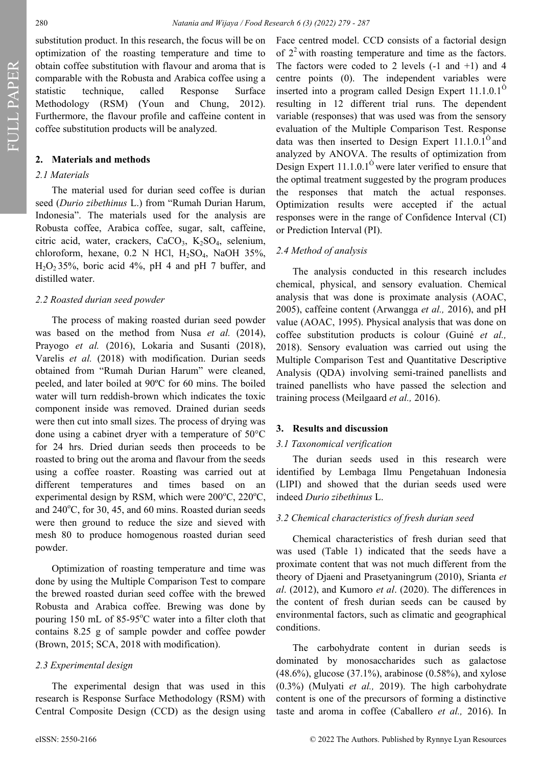substitution product. In this research, the focus will be on optimization of the roasting temperature and time to obtain coffee substitution with flavour and aroma that is comparable with the Robusta and Arabica coffee using a statistic technique, called Response Surface Methodology (RSM) (Youn and Chung, 2012). Furthermore, the flavour profile and caffeine content in coffee substitution products will be analyzed.

## 2. Materials and methods

### *2.1 Materials*

The material used for durian seed coffee is durian seed (*Durio zibethinus* L.) from "Rumah Durian Harum, Indonesia". The materials used for the analysis are Robusta coffee, Arabica coffee, sugar, salt, caffeine, citric acid, water, crackers, $CaCO_3$, $K_2SO_4$, selenium, chloroform, hexane, 0.2 N HCl, $H_2SO_4$, NaOH 35%, $H_2O_2$ 35%, boric acid 4%, pH 4 and pH 7 buffer, and distilled water.

### *2.2 Roasted durian seed powder*

The process of making roasted durian seed powder was based on the method from Nusa *et al.* (2014), Prayogo *et al.* (2016), Lokaria and Susanti (2018), Varelis *et al.* (2018) with modification. Durian seeds obtained from "Rumah Durian Harum" were cleaned, peeled, and later boiled at 90ºC for 60 mins. The boiled water will turn reddish-brown which indicates the toxic component inside was removed. Drained durian seeds were then cut into small sizes. The process of drying was done using a cabinet dryer with a temperature of 50°C for 24 hrs. Dried durian seeds then proceeds to be roasted to bring out the aroma and flavour from the seeds using a coffee roaster. Roasting was carried out at different temperatures and times based on an experimental design by RSM, which were 200ºC, 220ºC, and 240ºC, for 30, 45, and 60 mins. Roasted durian seeds were then ground to reduce the size and sieved with mesh 80 to produce homogenous roasted durian seed powder.

Optimization of roasting temperature and time was done by using the Multiple Comparison Test to compare the brewed roasted durian seed coffee with the brewed Robusta and Arabica coffee. Brewing was done by pouring 150 mL of 85-95ºC water into a filter cloth that contains 8.25 g of sample powder and coffee powder (Brown, 2015; SCA, 2018 with modification).

### *2.3 Experimental design*

The experimental design that was used in this research is Response Surface Methodology (RSM) with Central Composite Design (CCD) as the design using Face centred model. CCD consists of a factorial design of $2^2$ with roasting temperature and time as the factors. The factors were coded to 2 levels (-1 and +1) and 4 centre points (0). The independent variables were inserted into a program called Design Expert 11.1.0.1Ò resulting in 12 different trial runs. The dependent variable (responses) that was used was from the sensory evaluation of the Multiple Comparison Test. Response data was then inserted to Design Expert 11.1.0.1Ò and analyzed by ANOVA. The results of optimization from Design Expert 11.1.0.1Ò were later verified to ensure that the optimal treatment suggested by the program produces the responses that match the actual responses. Optimization results were accepted if the actual responses were in the range of Confidence Interval (CI) or Prediction Interval (PI).

### *2.4 Method of analysis*

The analysis conducted in this research includes chemical, physical, and sensory evaluation. Chemical analysis that was done is proximate analysis (AOAC, 2005), caffeine content (Arwangga *et al.,* 2016), and pH value (AOAC, 1995). Physical analysis that was done on coffee substitution products is colour (Guiné *et al.,* 2018). Sensory evaluation was carried out using the Multiple Comparison Test and Quantitative Descriptive Analysis (QDA) involving semi-trained panellists and trained panellists who have passed the selection and training process (Meilgaard *et al.,* 2016).

## 3. Results and discussion

### *3.1 Taxonomical verification*

The durian seeds used in this research were identified by Lembaga Ilmu Pengetahuan Indonesia (LIPI) and showed that the durian seeds used were indeed *Durio zibethinus* L.

### *3.2 Chemical characteristics of fresh durian seed*

Chemical characteristics of fresh durian seed that was used (Table 1) indicated that the seeds have a proximate content that was not much different from the theory of Djaeni and Prasetyaningrum (2010), Srianta *et al*. (2012), and Kumoro *et al*. (2020). The differences in the content of fresh durian seeds can be caused by environmental factors, such as climatic and geographical conditions.

The carbohydrate content in durian seeds is dominated by monosaccharides such as galactose (48.6%), glucose (37.1%), arabinose (0.58%), and xylose (0.3%) (Mulyati *et al.,* 2019). The high carbohydrate content is one of the precursors of forming a distinctive taste and aroma in coffee (Caballero *et al.,* 2016). In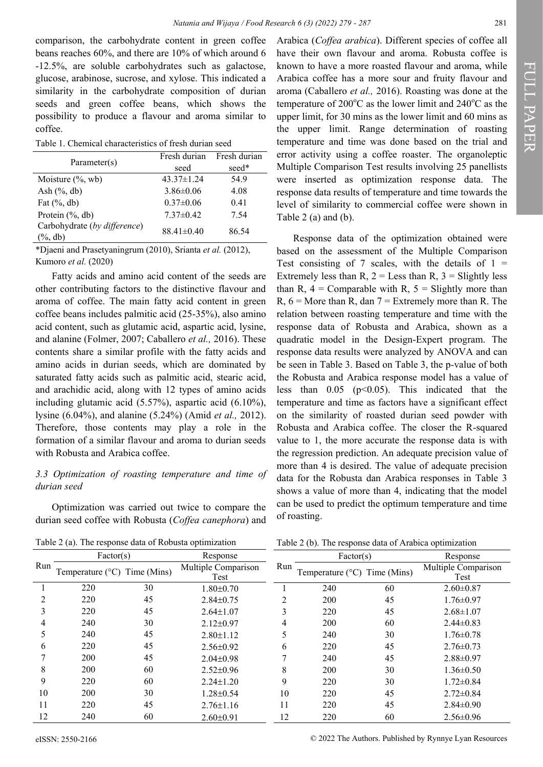comparison, the carbohydrate content in green coffee beans reaches 60%, and there are 10% of which around 6 -12.5%, are soluble carbohydrates such as galactose, glucose, arabinose, sucrose, and xylose. This indicated a similarity in the carbohydrate composition of durian seeds and green coffee beans, which shows the possibility to produce a flavour and aroma similar to coffee.

Table 1. Chemical characteristics of fresh durian seed

| Parameter(s) | Fresh durian seed | Fresh durian seed* |
|---|---|---|
| Moisture (%, wb) | 43.37±1.24 | 54.9 |
| Ash (%, db) | 3.86±0.06 | 4.08 |
| Fat (%, db) | 0.37±0.06 | 0.41 |
| Protein (%, db) | 7.37±0.42 | 7.54 |
| Carbohydrate (*by difference*) (%, db) | 88.41±0.40 | 86.54 |

*Djaeni and Prasetyaningrum (2010), Srianta *et al.* (2012), Kumoro *et al.* (2020)

Fatty acids and amino acid content of the seeds are other contributing factors to the distinctive flavour and aroma of coffee. The main fatty acid content in green coffee beans includes palmitic acid (25-35%), also amino acid content, such as glutamic acid, aspartic acid, lysine, and alanine (Folmer, 2007; Caballero *et al.,* 2016). These contents share a similar profile with the fatty acids and amino acids in durian seeds, which are dominated by saturated fatty acids such as palmitic acid, stearic acid, and arachidic acid, along with 12 types of amino acids including glutamic acid (5.57%), aspartic acid (6.10%), lysine (6.04%), and alanine (5.24%) (Amid *et al.,* 2012). Therefore, those contents may play a role in the formation of a similar flavour and aroma to durian seeds with Robusta and Arabica coffee.

### 3.3 Optimization of roasting temperature and time of durian seed

Optimization was carried out twice to compare the durian seed coffee with Robusta (*Coffea canephora*) and Arabica (*Coffea arabica*). Different species of coffee all have their own flavour and aroma. Robusta coffee is known to have a more roasted flavour and aroma, while Arabica coffee has a more sour and fruity flavour and aroma (Caballero *et al.,* 2016). Roasting was done at the temperature of 200°C as the lower limit and 240°C as the upper limit, for 30 mins as the lower limit and 60 mins as the upper limit. Range determination of roasting temperature and time was done based on the trial and error activity using a coffee roaster. The organoleptic Multiple Comparison Test results involving 25 panellists were inserted as optimization response data. The response data results of temperature and time towards the level of similarity to commercial coffee were shown in Table 2 (a) and (b).

Response data of the optimization obtained were based on the assessment of the Multiple Comparison Test consisting of 7 scales, with the details of 1 = Extremely less than R, 2 = Less than R, 3 = Slightly less than R, 4 = Comparable with R, 5 = Slightly more than R, 6 = More than R, dan 7 = Extremely more than R. The relation between roasting temperature and time with the response data of Robusta and Arabica, shown as a quadratic model in the Design-Expert program. The response data results were analyzed by ANOVA and can be seen in Table 3. Based on Table 3, the p-value of both the Robusta and Arabica response model has a value of less than 0.05 ($p<0.05$). This indicated that the temperature and time as factors have a significant effect on the similarity of roasted durian seed powder with Robusta and Arabica coffee. The closer the R-squared value to 1, the more accurate the response data is with the regression prediction. An adequate precision value of more than 4 is desired. The value of adequate precision data for the Robusta dan Arabica responses in Table 3 shows a value of more than 4, indicating that the model can be used to predict the optimum temperature and time of roasting.

Table 2 (a). The response data of Robusta optimization

| Run | Factor(s) | | Response |
|---|---|---|---|
| | Temperature (°C) | Time (Mins) | Multiple Comparison Test |
| 1 | 220 | 30 | 1.80±0.70 |
| 2 | 220 | 45 | 2.84±0.75 |
| 3 | 220 | 45 | 2.64±1.07 |
| 4 | 240 | 30 | 2.12±0.97 |
| 5 | 240 | 45 | 2.80±1.12 |
| 6 | 220 | 45 | 2.56±0.92 |
| 7 | 200 | 45 | 2.04±0.98 |
| 8 | 200 | 60 | 2.52±0.96 |
| 9 | 220 | 60 | 2.24±1.20 |
| 10 | 200 | 30 | 1.28±0.54 |
| 11 | 220 | 45 | 2.76±1.16 |
| 12 | 240 | 60 | 2.60±0.91 |

Table 2 (b). The response data of Arabica optimization

| Run | Factor(s) | | Response |
|---|---|---|---|
| | Temperature (°C) | Time (Mins) | Multiple Comparison Test |
| 1 | 240 | 60 | 2.60±0.87 |
| 2 | 200 | 45 | 1.76±0.97 |
| 3 | 220 | 45 | 2.68±1.07 |
| 4 | 200 | 60 | 2.44±0.83 |
| 5 | 240 | 30 | 1.76±0.78 |
| 6 | 220 | 45 | 2.76±0.73 |
| 7 | 240 | 45 | 2.88±0.97 |
| 8 | 200 | 30 | 1.36±0.50 |
| 9 | 220 | 30 | 1.72±0.84 |
| 10 | 220 | 45 | 2.72±0.84 |
| 11 | 220 | 45 | 2.84±0.90 |
| 12 | 220 | 60 | 2.56±0.96 |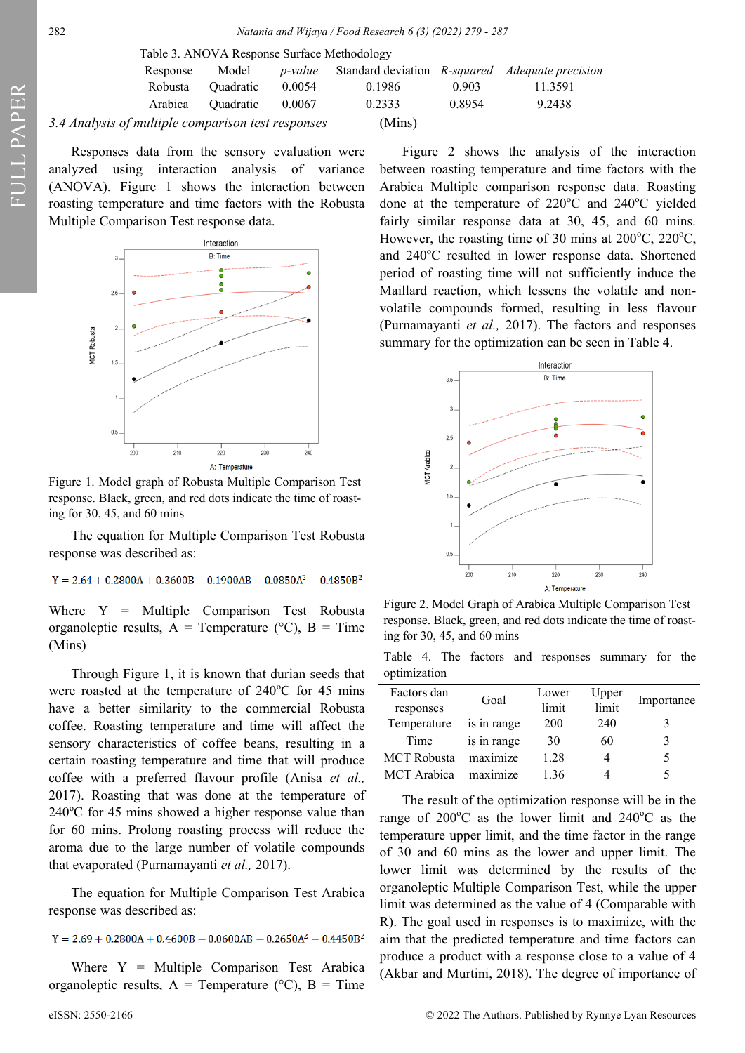Table 3. ANOVA Response Surface Methodology

| Response | Model | *p-value* | Standard deviation | *R-squared* | *Adequate precision* |
|---|---|---|---|---|---|
| Robusta | Quadratic | 0.0054 | 0.1986 | 0.903 | 11.3591 |
| Arabica | Quadratic | 0.0067 | 0.2333 | 0.8954 | 9.2438 |

### 3.4 Analysis of multiple comparison test responses

Responses data from the sensory evaluation were analyzed using interaction analysis of variance (ANOVA). Figure 1 shows the interaction between roasting temperature and time factors with the Robusta Multiple Comparison Test response data.

Figure 1. Model graph of Robusta Multiple Comparison Test response. Black, green, and red dots indicate the time of roasting for 30, 45, and 60 mins

The equation for Multiple Comparison Test Robusta response was described as:

$$Y = 2.64 + 0.2800A + 0.3600B - 0.1900AB - 0.0850A^2 - 0.4850B^2$$

Where Y = Multiple Comparison Test Robusta organoleptic results, A = Temperature (°C), B = Time (Mins)

Through Figure 1, it is known that durian seeds that were roasted at the temperature of 240°C for 45 mins have a better similarity to the commercial Robusta coffee. Roasting temperature and time will affect the sensory characteristics of coffee beans, resulting in a certain roasting temperature and time that will produce coffee with a preferred flavour profile (Anisa *et al.,* 2017). Roasting that was done at the temperature of 240°C for 45 mins showed a higher response value than for 60 mins. Prolong roasting process will reduce the aroma due to the large number of volatile compounds that evaporated (Purnamayanti *et al.,* 2017).

The equation for Multiple Comparison Test Arabica response was described as:

$$Y = 2.69 + 0.2800A + 0.4600B - 0.0600AB - 0.2650A^2 - 0.4450B^2$$

Where Y = Multiple Comparison Test Arabica organoleptic results, A = Temperature (°C), B = Time (Mins)

Figure 2 shows the analysis of the interaction between roasting temperature and time factors with the Arabica Multiple comparison response data. Roasting done at the temperature of 220°C and 240°C yielded fairly similar response data at 30, 45, and 60 mins. However, the roasting time of 30 mins at 200°C, 220°C, and 240°C resulted in lower response data. Shortened period of roasting time will not sufficiently induce the Maillard reaction, which lessens the volatile and non-volatile compounds formed, resulting in less flavour (Purnamayanti *et al.,* 2017). The factors and responses summary for the optimization can be seen in Table 4.

Figure 2. Model Graph of Arabica Multiple Comparison Test response. Black, green, and red dots indicate the time of roasting for 30, 45, and 60 mins

Table 4. The factors and responses summary for the optimization

| Factors dan responses | Goal | Lower limit | Upper limit | Importance |
|---|---|---|---|---|
| Temperature | is in range | 200 | 240 | 3 |
| Time | is in range | 30 | 60 | 3 |
| MCT Robusta | maximize | 1.28 | 4 | 5 |
| MCT Arabica | maximize | 1.36 | 4 | 5 |

The result of the optimization response will be in the range of 200°C as the lower limit and 240°C as the temperature upper limit, and the time factor in the range of 30 and 60 mins as the lower and upper limit. The lower limit was determined by the results of the organoleptic Multiple Comparison Test, while the upper limit was determined as the value of 4 (Comparable with R). The goal used in responses is to maximize, with the aim that the predicted temperature and time factors can produce a product with a response close to a value of 4 (Akbar and Murtini, 2018). The degree of importance of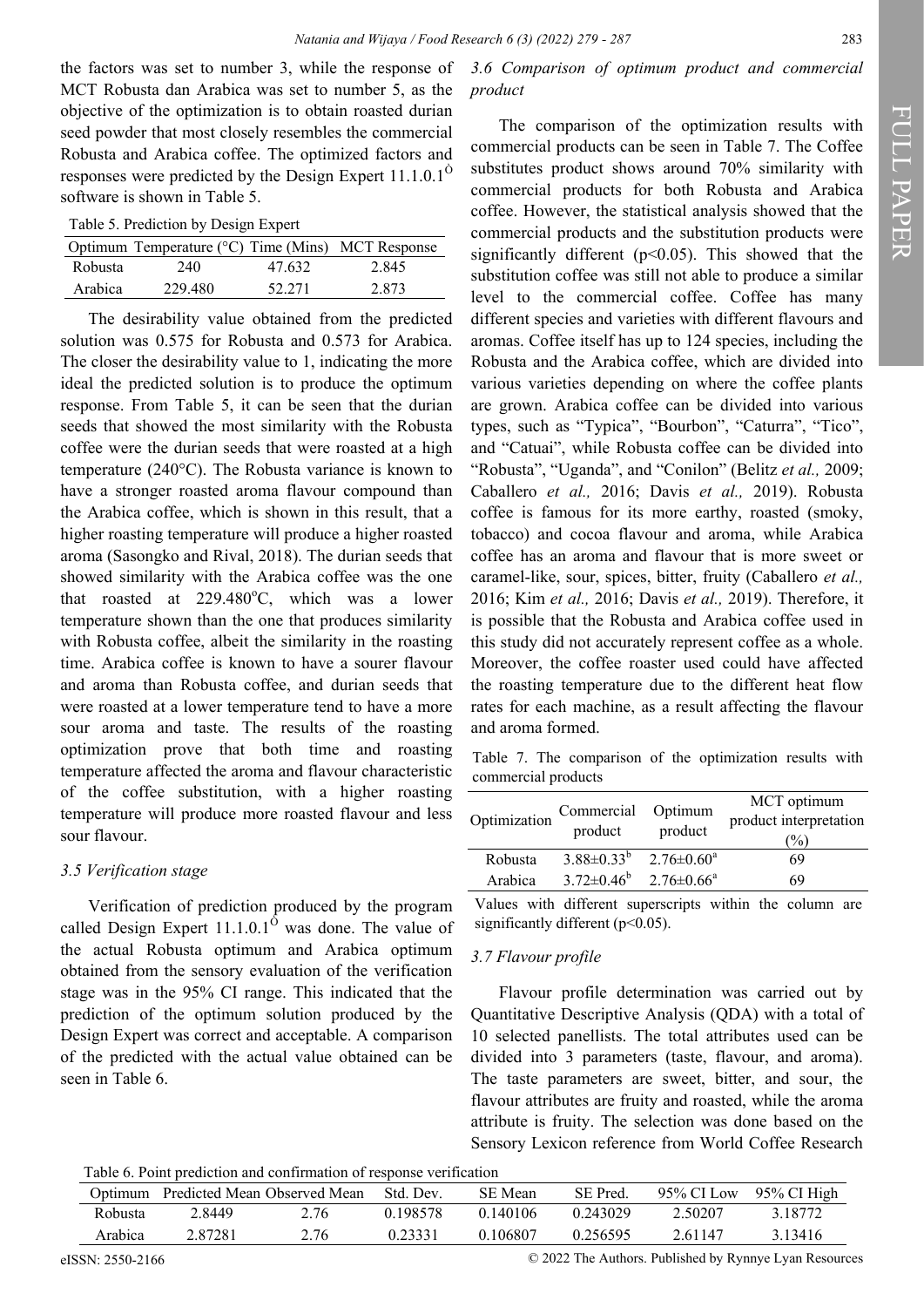the factors was set to number 3, while the response of MCT Robusta dan Arabica was set to number 5, as the objective of the optimization is to obtain roasted durian seed powder that most closely resembles the commercial Robusta and Arabica coffee. The optimized factors and responses were predicted by the Design Expert 11.1.0.1® software is shown in Table 5.

Table 5. Prediction by Design Expert

| Optimum | Temperature (°C) | Time (Mins) | MCT Response |
|---|---|---|---|
| Robusta | 240 | 47.632 | 2.845 |
| Arabica | 229.480 | 52.271 | 2.873 |

The desirability value obtained from the predicted solution was 0.575 for Robusta and 0.573 for Arabica. The closer the desirability value to 1, indicating the more ideal the predicted solution is to produce the optimum response. From Table 5, it can be seen that the durian seeds that showed the most similarity with the Robusta coffee were the durian seeds that were roasted at a high temperature (240°C). The Robusta variance is known to have a stronger roasted aroma flavour compound than the Arabica coffee, which is shown in this result, that a higher roasting temperature will produce a higher roasted aroma (Sasongko and Rival, 2018). The durian seeds that showed similarity with the Arabica coffee was the one that roasted at 229.480°C, which was a lower temperature shown than the one that produces similarity with Robusta coffee, albeit the similarity in the roasting time. Arabica coffee is known to have a sourer flavour and aroma than Robusta coffee, and durian seeds that were roasted at a lower temperature tend to have a more sour aroma and taste. The results of the roasting optimization prove that both time and roasting temperature affected the aroma and flavour characteristic of the coffee substitution, with a higher roasting temperature will produce more roasted flavour and less sour flavour.

### 3.5 Verification stage

Verification of prediction produced by the program called Design Expert 11.1.0.1® was done. The value of the actual Robusta optimum and Arabica optimum obtained from the sensory evaluation of the verification stage was in the 95% CI range. This indicated that the prediction of the optimum solution produced by the Design Expert was correct and acceptable. A comparison of the predicted with the actual value obtained can be seen in Table 6.

### 3.6 Comparison of optimum product and commercial product

The comparison of the optimization results with commercial products can be seen in Table 7. The Coffee substitutes product shows around 70% similarity with commercial products for both Robusta and Arabica coffee. However, the statistical analysis showed that the commercial products and the substitution products were significantly different ($p<0.05$). This showed that the substitution coffee was still not able to produce a similar level to the commercial coffee. Coffee has many different species and varieties with different flavours and aromas. Coffee itself has up to 124 species, including the Robusta and the Arabica coffee, which are divided into various varieties depending on where the coffee plants are grown. Arabica coffee can be divided into various types, such as "Typica", "Bourbon", "Caturra", "Tico", and "Catuai", while Robusta coffee can be divided into "Robusta", "Uganda", and "Conilon" (Belitz *et al.,* 2009; Caballero *et al.,* 2016; Davis *et al.,* 2019). Robusta coffee is famous for its more earthy, roasted (smoky, tobacco) and cocoa flavour and aroma, while Arabica coffee has an aroma and flavour that is more sweet or caramel-like, sour, spices, bitter, fruity (Caballero *et al.,* 2016; Kim *et al.,* 2016; Davis *et al.,* 2019). Therefore, it is possible that the Robusta and Arabica coffee used in this study did not accurately represent coffee as a whole. Moreover, the coffee roaster used could have affected the roasting temperature due to the different heat flow rates for each machine, as a result affecting the flavour and aroma formed.

Table 7. The comparison of the optimization results with commercial products

| Optimization | Commercial product | Optimum product | MCT optimum product interpretation (%) |
|---|---|---|---|
| Robusta | $3.88\pm0.33^b$ | $2.76\pm0.60^a$ | 69 |
| Arabica | $3.72\pm0.46^b$ | $2.76\pm0.66^a$ | 69 |

Values with different superscripts within the column are significantly different ($p<0.05$).

### 3.7 Flavour profile

Flavour profile determination was carried out by Quantitative Descriptive Analysis (QDA) with a total of 10 selected panellists. The total attributes used can be divided into 3 parameters (taste, flavour, and aroma). The taste parameters are sweet, bitter, and sour, the flavour attributes are fruity and roasted, while the aroma attribute is fruity. The selection was done based on the Sensory Lexicon reference from World Coffee Research

Table 6. Point prediction and confirmation of response verification

| Optimum | Predicted Mean | Observed Mean | Std. Dev. | SE Mean | SE Pred. | 95% CI Low | 95% CI High |
|---|---|---|---|---|---|---|---|
| Robusta | 2.8449 | 2.76 | 0.198578 | 0.140106 | 0.243029 | 2.50207 | 3.18772 |
| Arabica | 2.87281 | 2.76 | 0.23331 | 0.106807 | 0.256595 | 2.61147 | 3.13416 |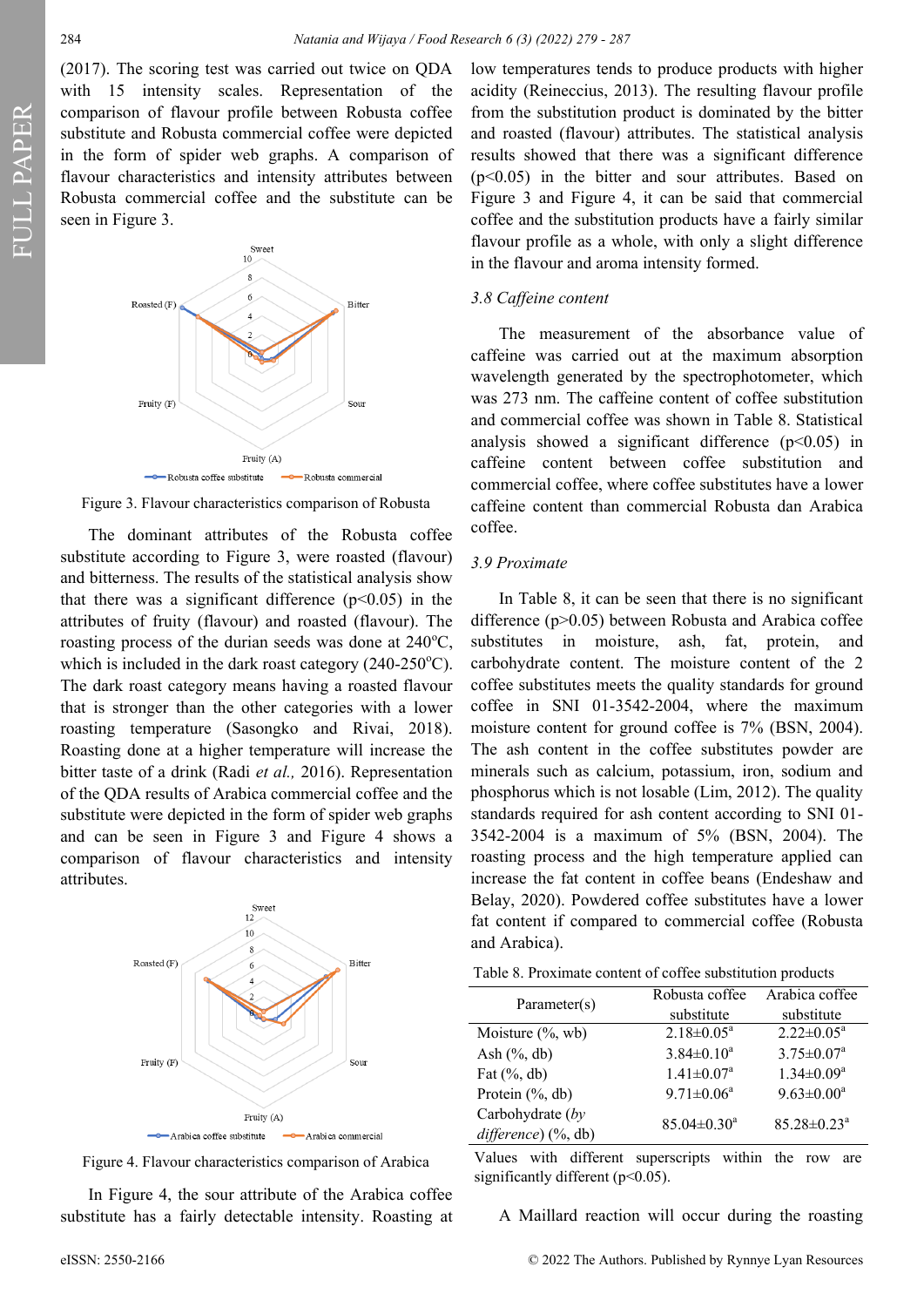(2017). The scoring test was carried out twice on QDA with 15 intensity scales. Representation of the comparison of flavour profile between Robusta coffee substitute and Robusta commercial coffee were depicted in the form of spider web graphs. A comparison of flavour characteristics and intensity attributes between Robusta commercial coffee and the substitute can be seen in Figure 3.

Figure 3. Flavour characteristics comparison of Robusta

The dominant attributes of the Robusta coffee substitute according to Figure 3, were roasted (flavour) and bitterness. The results of the statistical analysis show that there was a significant difference ($p<0.05$) in the attributes of fruity (flavour) and roasted (flavour). The roasting process of the durian seeds was done at 240°C, which is included in the dark roast category (240-250°C). The dark roast category means having a roasted flavour that is stronger than the other categories with a lower roasting temperature (Sasongko and Rivai, 2018). Roasting done at a higher temperature will increase the bitter taste of a drink (Radi *et al.,* 2016). Representation of the QDA results of Arabica commercial coffee and the substitute were depicted in the form of spider web graphs and can be seen in Figure 3 and Figure 4 shows a comparison of flavour characteristics and intensity attributes.

Figure 4. Flavour characteristics comparison of Arabica

In Figure 4, the sour attribute of the Arabica coffee substitute has a fairly detectable intensity. Roasting at low temperatures tends to produce products with higher acidity (Reineccius, 2013). The resulting flavour profile from the substitution product is dominated by the bitter and roasted (flavour) attributes. The statistical analysis results showed that there was a significant difference ($p<0.05$) in the bitter and sour attributes. Based on Figure 3 and Figure 4, it can be said that commercial coffee and the substitution products have a fairly similar flavour profile as a whole, with only a slight difference in the flavour and aroma intensity formed.

### *3.8 Caffeine content*

The measurement of the absorbance value of caffeine was carried out at the maximum absorption wavelength generated by the spectrophotometer, which was 273 nm. The caffeine content of coffee substitution and commercial coffee was shown in Table 8. Statistical analysis showed a significant difference ($p<0.05$) in caffeine content between coffee substitution and commercial coffee, where coffee substitutes have a lower caffeine content than commercial Robusta dan Arabica coffee.

### *3.9 Proximate*

In Table 8, it can be seen that there is no significant difference ($p>0.05$) between Robusta and Arabica coffee substitutes in moisture, ash, fat, protein, and carbohydrate content. The moisture content of the 2 coffee substitutes meets the quality standards for ground coffee in SNI 01-3542-2004, where the maximum moisture content for ground coffee is 7% (BSN, 2004). The ash content in the coffee substitutes powder are minerals such as calcium, potassium, iron, sodium and phosphorus which is not losable (Lim, 2012). The quality standards required for ash content according to SNI 01-3542-2004 is a maximum of 5% (BSN, 2004). The roasting process and the high temperature applied can increase the fat content in coffee beans (Endeshaw and Belay, 2020). Powdered coffee substitutes have a lower fat content if compared to commercial coffee (Robusta and Arabica).

Table 8. Proximate content of coffee substitution products

| Parameter(s) | Robusta coffee substitute | Arabica coffee substitute |
|---|---|---|
| Moisture (%, wb) | $2.18 \pm 0.05^a$ | $2.22 \pm 0.05^a$ |
| Ash (%, db) | $3.84 \pm 0.10^a$ | $3.75 \pm 0.07^a$ |
| Fat (%, db) | $1.41 \pm 0.07^a$ | $1.34 \pm 0.09^a$ |
| Protein (%, db) | $9.71 \pm 0.06^a$ | $9.63 \pm 0.00^a$ |
| Carbohydrate (*by difference*) (%, db) | $85.04 \pm 0.30^a$ | $85.28 \pm 0.23^a$ |

Values with different superscripts within the row are significantly different ($p<0.05$).

A Maillard reaction will occur during the roasting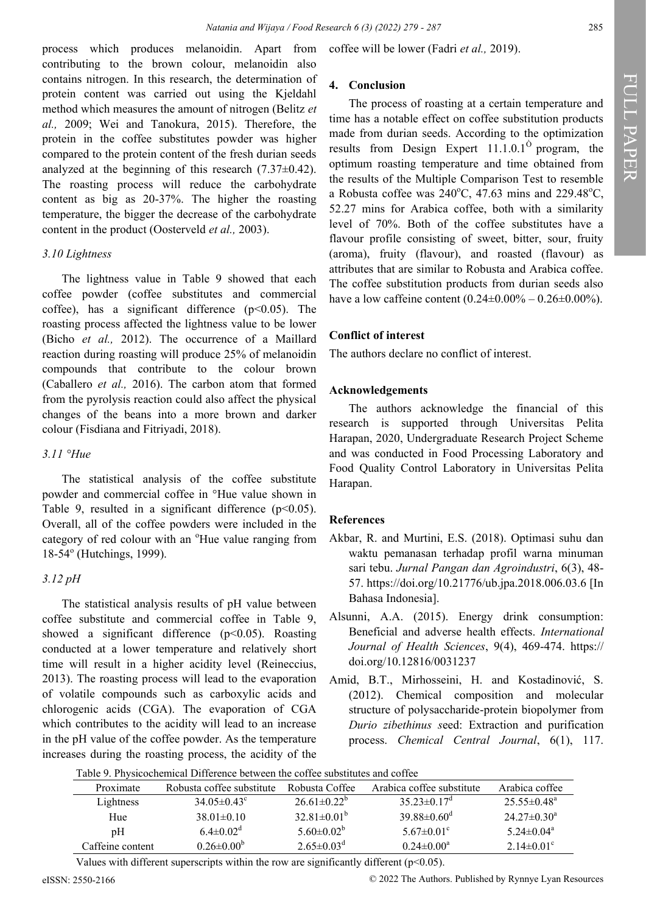process which produces melanoidin. Apart from contributing to the brown colour, melanoidin also contains nitrogen. In this research, the determination of protein content was carried out using the Kjeldahl method which measures the amount of nitrogen (Belitz *et al.,* 2009; Wei and Tanokura, 2015). Therefore, the protein in the coffee substitutes powder was higher compared to the protein content of the fresh durian seeds analyzed at the beginning of this research (7.37±0.42). The roasting process will reduce the carbohydrate content as big as 20-37%. The higher the roasting temperature, the bigger the decrease of the carbohydrate content in the product (Oosterveld *et al.,* 2003).

### *3.10 Lightness*

The lightness value in Table 9 showed that each coffee powder (coffee substitutes and commercial coffee), has a significant difference ($p<0.05$). The roasting process affected the lightness value to be lower (Bicho *et al.,* 2012). The occurrence of a Maillard reaction during roasting will produce 25% of melanoidin compounds that contribute to the colour brown (Caballero *et al.,* 2016). The carbon atom that formed from the pyrolysis reaction could also affect the physical changes of the beans into a more brown and darker colour (Fisdiana and Fitriyadi, 2018).

### *3.11 °Hue*

The statistical analysis of the coffee substitute powder and commercial coffee in °Hue value shown in Table 9, resulted in a significant difference ($p<0.05$). Overall, all of the coffee powders were included in the category of red colour with an °Hue value ranging from 18-54° (Hutchings, 1999).

### *3.12 pH*

The statistical analysis results of pH value between coffee substitute and commercial coffee in Table 9, showed a significant difference ($p<0.05$). Roasting conducted at a lower temperature and relatively short time will result in a higher acidity level (Reineccius, 2013). The roasting process will lead to the evaporation of volatile compounds such as carboxylic acids and chlorogenic acids (CGA). The evaporation of CGA which contributes to the acidity will lead to an increase in the pH value of the coffee powder. As the temperature increases during the roasting process, the acidity of the coffee will be lower (Fadri *et al.,* 2019).

## 4. Conclusion

The process of roasting at a certain temperature and time has a notable effect on coffee substitution products made from durian seeds. According to the optimization results from Design Expert 11.1.0.1© program, the optimum roasting temperature and time obtained from the results of the Multiple Comparison Test to resemble a Robusta coffee was 240°C, 47.63 mins and 229.48°C, 52.27 mins for Arabica coffee, both with a similarity level of 70%. Both of the coffee substitutes have a flavour profile consisting of sweet, bitter, sour, fruity (aroma), fruity (flavour), and roasted (flavour) as attributes that are similar to Robusta and Arabica coffee. The coffee substitution products from durian seeds also have a low caffeine content (0.24±0.00% – 0.26±0.00%).

## Conflict of interest

The authors declare no conflict of interest.

## Acknowledgements

The authors acknowledge the financial of this research is supported through Universitas Pelita Harapan, 2020, Undergraduate Research Project Scheme and was conducted in Food Processing Laboratory and Food Quality Control Laboratory in Universitas Pelita Harapan.

## References

Akbar, R. and Murtini, E.S. (2018). Optimasi suhu dan waktu pemanasan terhadap profil warna minuman sari tebu. *Jurnal Pangan dan Agroindustri*, 6(3), 48-57. https://doi.org/10.21776/ub.jpa.2018.006.03.6 [In Bahasa Indonesia].

Alsunni, A.A. (2015). Energy drink consumption: Beneficial and adverse health effects. *International Journal of Health Sciences*, 9(4), 469-474. https://doi.org/10.12816/0031237

Amid, B.T., Mirhosseini, H. and Kostadinović, S. (2012). Chemical composition and molecular structure of polysaccharide-protein biopolymer from *Durio zibethinus s*eed: Extraction and purification process. *Chemical Central Journal*, 6(1), 117.

Table 9. Physicochemical Difference between the coffee substitutes and coffee

| Proximate | Robusta coffee substitute | Robusta Coffee | Arabica coffee substitute | Arabica coffee |
|---|---|---|---|---|
| Lightness | 34.05±0.43[c] | 26.61±0.22[b] | 35.23±0.17[d] | 25.55±0.48[a] |
| Hue | 38.01±0.10 | 32.81±0.01[b] | 39.88±0.60[d] | 24.27±0.30[a] |
| pH | 6.4±0.02[d] | 5.60±0.02[b] | 5.67±0.01[c] | 5.24±0.04[a] |
| Caffeine content | 0.26±0.00[b] | 2.65±0.03[d] | 0.24±0.00[a] | 2.14±0.01[c] |

Values with different superscripts within the row are significantly different ($p<0.05$).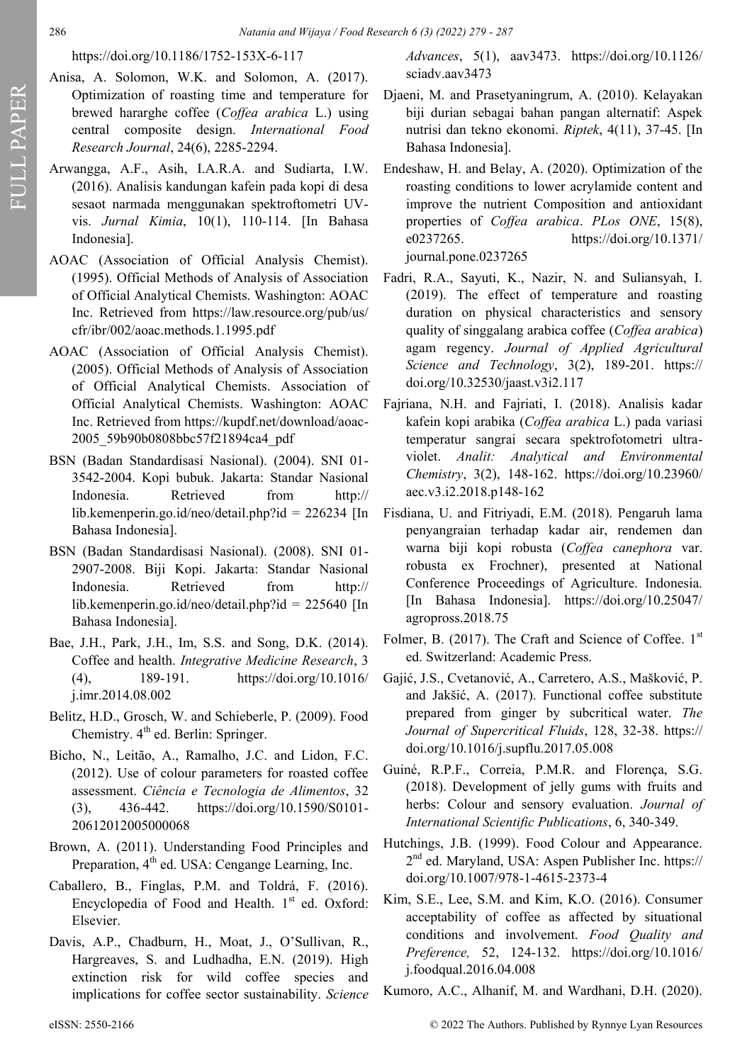https://doi.org/10.1186/1752-153X-6-117

Anisa, A. Solomon, W.K. and Solomon, A. (2017). Optimization of roasting time and temperature for brewed hararghe coffee (*Coffea arabica* L.) using central composite design. *International Food Research Journal*, 24(6), 2285-2294.

Arwangga, A.F., Asih, I.A.R.A. and Sudiarta, I.W. (2016). Analisis kandungan kafein pada kopi di desa sesaot narmada menggunakan spektroftometri UV-vis. *Jurnal Kimia*, 10(1), 110-114. [In Bahasa Indonesia].

AOAC (Association of Official Analysis Chemist). (1995). Official Methods of Analysis of Association of Official Analytical Chemists. Washington: AOAC Inc. Retrieved from https://law.resource.org/pub/us/cfr/ibr/002/aoac.methods.1.1995.pdf

AOAC (Association of Official Analysis Chemist). (2005). Official Methods of Analysis of Association of Official Analytical Chemists. Association of Official Analytical Chemists. Washington: AOAC Inc. Retrieved from https://kupdf.net/download/aoac-2005_59b90b0808bbc57f21894ca4_pdf

BSN (Badan Standardisasi Nasional). (2004). SNI 01-3542-2004. Kopi bubuk. Jakarta: Standar Nasional Indonesia. Retrieved from http://lib.kemenperin.go.id/neo/detail.php?id = 226234 [In Bahasa Indonesia].

BSN (Badan Standardisasi Nasional). (2008). SNI 01-2907-2008. Biji Kopi. Jakarta: Standar Nasional Indonesia. Retrieved from http://lib.kemenperin.go.id/neo/detail.php?id = 225640 [In Bahasa Indonesia].

Bae, J.H., Park, J.H., Im, S.S. and Song, D.K. (2014). Coffee and health. *Integrative Medicine Research*, 3 (4), 189-191. https://doi.org/10.1016/j.imr.2014.08.002

Belitz, H.D., Grosch, W. and Schieberle, P. (2009). Food Chemistry. 4th ed. Berlin: Springer.

Bicho, N., Leitão, A., Ramalho, J.C. and Lidon, F.C. (2012). Use of colour parameters for roasted coffee assessment. *Ciência e Tecnologia de Alimentos*, 32 (3), 436-442. https://doi.org/10.1590/S0101-20612012005000068

Brown, A. (2011). Understanding Food Principles and Preparation, 4th ed. USA: Cengange Learning, Inc.

Caballero, B., Finglas, P.M. and Toldrá, F. (2016). Encyclopedia of Food and Health. 1st ed. Oxford: Elsevier.

Davis, A.P., Chadburn, H., Moat, J., O'Sullivan, R., Hargreaves, S. and Ludhadha, E.N. (2019). High extinction risk for wild coffee species and implications for coffee sector sustainability. *Science Advances*, 5(1), aav3473. https://doi.org/10.1126/sciadv.aav3473

Djaeni, M. and Prasetyaningrum, A. (2010). Kelayakan biji durian sebagai bahan pangan alternatif: Aspek nutrisi dan tekno ekonomi. *Riptek*, 4(11), 37-45. [In Bahasa Indonesia].

Endeshaw, H. and Belay, A. (2020). Optimization of the roasting conditions to lower acrylamide content and improve the nutrient Composition and antioxidant properties of *Coffea arabica*. *PLos ONE*, 15(8), e0237265. https://doi.org/10.1371/journal.pone.0237265

Fadri, R.A., Sayuti, K., Nazir, N. and Suliansyah, I. (2019). The effect of temperature and roasting duration on physical characteristics and sensory quality of singgalang arabica coffee (*Coffea arabica*) agam regency. *Journal of Applied Agricultural Science and Technology*, 3(2), 189-201. https://doi.org/10.32530/jaast.v3i2.117

Fajriana, N.H. and Fajriati, I. (2018). Analisis kadar kafein kopi arabika (*Coffea arabica* L.) pada variasi temperatur sangrai secara spektrofotometri ultra-violet. *Analit: Analytical and Environmental Chemistry*, 3(2), 148-162. https://doi.org/10.23960/aec.v3.i2.2018.p148-162

Fisdiana, U. and Fitriyadi, E.M. (2018). Pengaruh lama penyangraian terhadap kadar air, rendemen dan warna biji kopi robusta (*Coffea canephora* var. robusta ex Frochner), presented at National Conference Proceedings of Agriculture. Indonesia. [In Bahasa Indonesia]. https://doi.org/10.25047/agropross.2018.75

Folmer, B. (2017). The Craft and Science of Coffee. 1st ed. Switzerland: Academic Press.

Gajić, J.S., Cvetanović, A., Carretero, A.S., Mašković, P. and Jakšić, A. (2017). Functional coffee substitute prepared from ginger by subcritical water. *The Journal of Supercritical Fluids*, 128, 32-38. https://doi.org/10.1016/j.supflu.2017.05.008

Guiné, R.P.F., Correia, P.M.R. and Florença, S.G. (2018). Development of jelly gums with fruits and herbs: Colour and sensory evaluation. *Journal of International Scientific Publications*, 6, 340-349.

Hutchings, J.B. (1999). Food Colour and Appearance. 2nd ed. Maryland, USA: Aspen Publisher Inc. https://doi.org/10.1007/978-1-4615-2373-4

Kim, S.E., Lee, S.M. and Kim, K.O. (2016). Consumer acceptability of coffee as affected by situational conditions and involvement. *Food Quality and Preference,* 52, 124-132. https://doi.org/10.1016/j.foodqual.2016.04.008

Kumoro, A.C., Alhanif, M. and Wardhani, D.H. (2020).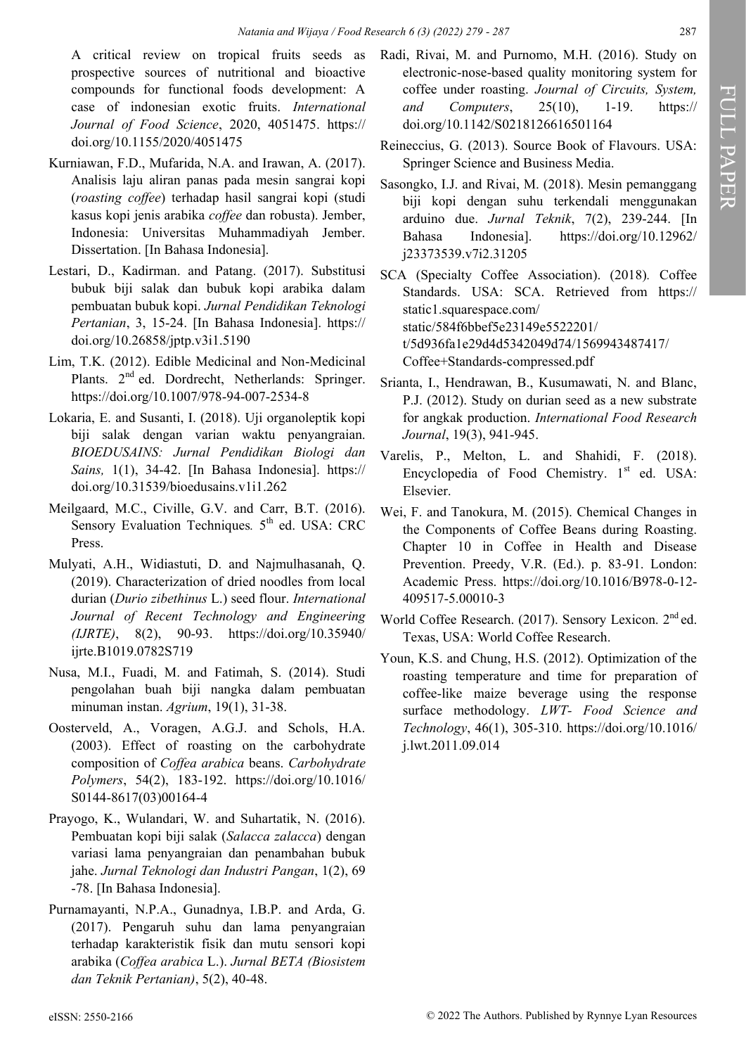A critical review on tropical fruits seeds as prospective sources of nutritional and bioactive compounds for functional foods development: A case of indonesian exotic fruits. *International Journal of Food Science*, 2020, 4051475. https://doi.org/10.1155/2020/4051475

Kurniawan, F.D., Mufarida, N.A. and Irawan, A. (2017). Analisis laju aliran panas pada mesin sangrai kopi (*roasting coffee*) terhadap hasil sangrai kopi (studi kasus kopi jenis arabika *coffee* dan robusta). Jember, Indonesia: Universitas Muhammadiyah Jember. Dissertation. [In Bahasa Indonesia].

Lestari, D., Kadirman. and Patang. (2017). Substitusi bubuk biji salak dan bubuk kopi arabika dalam pembuatan bubuk kopi. *Jurnal Pendidikan Teknologi Pertanian*, 3, 15-24. [In Bahasa Indonesia]. https://doi.org/10.26858/jptp.v3i1.5190

Lim, T.K. (2012). Edible Medicinal and Non-Medicinal Plants. 2nd ed. Dordrecht, Netherlands: Springer. https://doi.org/10.1007/978-94-007-2534-8

Lokaria, E. and Susanti, I. (2018). Uji organoleptik kopi biji salak dengan varian waktu penyangraian. *BIOEDUSAINS: Jurnal Pendidikan Biologi dan Sains,* 1(1), 34-42. [In Bahasa Indonesia]. https://doi.org/10.31539/bioedusains.v1i1.262

Meilgaard, M.C., Civille, G.V. and Carr, B.T. (2016). Sensory Evaluation Techniques*.* 5th ed. USA: CRC Press.

Mulyati, A.H., Widiastuti, D. and Najmulhasanah, Q. (2019). Characterization of dried noodles from local durian (*Durio zibethinus* L.) seed flour. *International Journal of Recent Technology and Engineering (IJRTE)*, 8(2), 90-93. https://doi.org/10.35940/ijrte.B1019.0782S719

Nusa, M.I., Fuadi, M. and Fatimah, S. (2014). Studi pengolahan buah biji nangka dalam pembuatan minuman instan. *Agrium*, 19(1), 31-38.

Oosterveld, A., Voragen, A.G.J. and Schols, H.A. (2003). Effect of roasting on the carbohydrate composition of *Coffea arabica* beans. *Carbohydrate Polymers*, 54(2), 183-192. https://doi.org/10.1016/S0144-8617(03)00164-4

Prayogo, K., Wulandari, W. and Suhartatik, N. (2016). Pembuatan kopi biji salak (*Salacca zalacca*) dengan variasi lama penyangraian dan penambahan bubuk jahe. *Jurnal Teknologi dan Industri Pangan*, 1(2), 69-78. [In Bahasa Indonesia].

Purnamayanti, N.P.A., Gunadnya, I.B.P. and Arda, G. (2017). Pengaruh suhu dan lama penyangraian terhadap karakteristik fisik dan mutu sensori kopi arabika (*Coffea arabica* L.). *Jurnal BETA (Biosistem dan Teknik Pertanian)*, 5(2), 40-48.

Radi, Rivai, M. and Purnomo, M.H. (2016). Study on electronic-nose-based quality monitoring system for coffee under roasting. *Journal of Circuits, System, and Computers*, 25(10), 1-19. https://doi.org/10.1142/S0218126616501164

Reineccius, G. (2013). Source Book of Flavours. USA: Springer Science and Business Media.

Sasongko, I.J. and Rivai, M. (2018). Mesin pemanggang biji kopi dengan suhu terkendali menggunakan arduino due. *Jurnal Teknik*, 7(2), 239-244. [In Bahasa Indonesia]. https://doi.org/10.12962/j23373539.v7i2.31205

SCA (Specialty Coffee Association). (2018)*.* Coffee Standards. USA: SCA. Retrieved from https://static1.squarespace.com/static/584f6bbef5e23149e5522201/t/5d936fa1e29d4d5342049d74/1569943487417/Coffee+Standards-compressed.pdf

Srianta, I., Hendrawan, B., Kusumawati, N. and Blanc, P.J. (2012). Study on durian seed as a new substrate for angkak production. *International Food Research Journal*, 19(3), 941-945.

Varelis, P., Melton, L. and Shahidi, F. (2018). Encyclopedia of Food Chemistry. 1st ed. USA: Elsevier.

Wei, F. and Tanokura, M. (2015). Chemical Changes in the Components of Coffee Beans during Roasting. Chapter 10 in Coffee in Health and Disease Prevention. Preedy, V.R. (Ed.). p. 83-91. London: Academic Press. https://doi.org/10.1016/B978-0-12-409517-5.00010-3

World Coffee Research. (2017). Sensory Lexicon. 2nd ed. Texas, USA: World Coffee Research.

Youn, K.S. and Chung, H.S. (2012). Optimization of the roasting temperature and time for preparation of coffee-like maize beverage using the response surface methodology. *LWT- Food Science and Technology*, 46(1), 305-310. https://doi.org/10.1016/j.lwt.2011.09.014